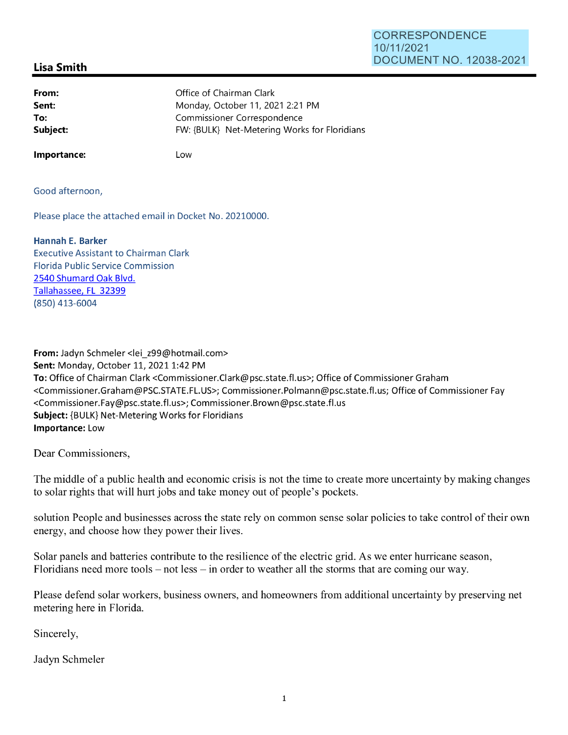CORRESPONDENCE
10/11/2021
DOCUMENT NO. 12038-2021

## Lisa Smith

**From:** Office of Chairman Clark
**Sent:** Monday, October 11, 2021 2:21 PM
**To:** Commissioner Correspondence
**Subject:** FW: {BULK} Net-Metering Works for Floridians

**Importance:** Low

Good afternoon,

Please place the attached email in Docket No. 20210000.

**Hannah E. Barker**
Executive Assistant to Chairman Clark
Florida Public Service Commission
2540 Shumard Oak Blvd.
Tallahassee, FL 32399
(850) 413-6004

**From:** Jadyn Schmeler <lei_z99@hotmail.com>
**Sent:** Monday, October 11, 2021 1:42 PM
**To:** Office of Chairman Clark <Commissioner.Clark@psc.state.fl.us>; Office of Commissioner Graham <Commissioner.Graham@PSC.STATE.FL.US>; Commissioner.Polmann@psc.state.fl.us; Office of Commissioner Fay <Commissioner.Fay@psc.state.fl.us>; Commissioner.Brown@psc.state.fl.us
**Subject:** {BULK} Net-Metering Works for Floridians
**Importance:** Low

Dear Commissioners,

The middle of a public health and economic crisis is not the time to create more uncertainty by making changes to solar rights that will hurt jobs and take money out of people's pockets.

solution People and businesses across the state rely on common sense solar policies to take control of their own energy, and choose how they power their lives.

Solar panels and batteries contribute to the resilience of the electric grid. As we enter hurricane season, Floridians need more tools – not less – in order to weather all the storms that are coming our way.

Please defend solar workers, business owners, and homeowners from additional uncertainty by preserving net metering here in Florida.

Sincerely,

Jadyn Schmeler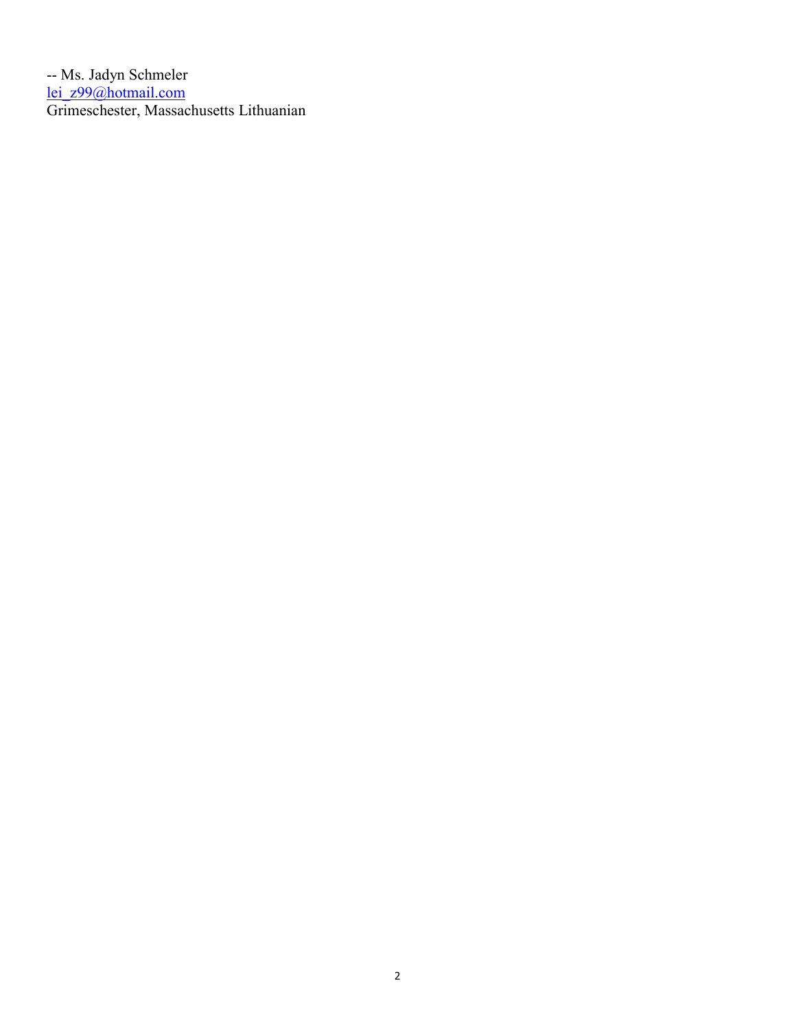-- Ms. Jadyn Schmeler
lei_z99@hotmail.com
Grimeschester, Massachusetts Lithuanian